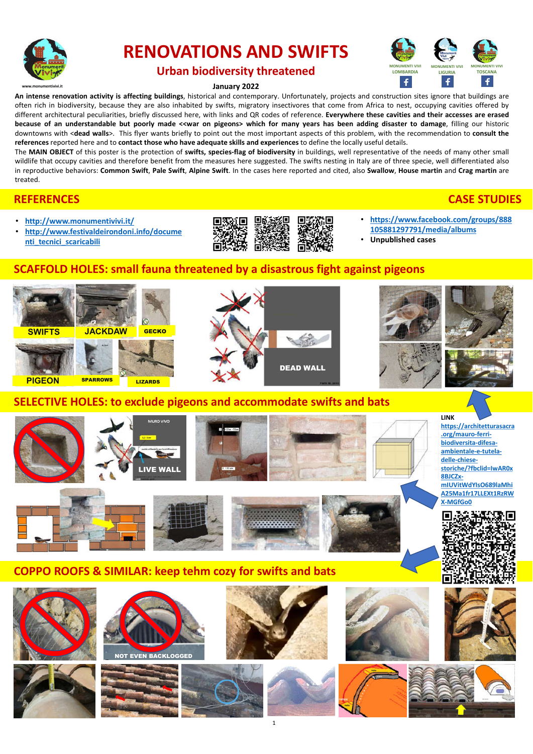# RENOVATIONS AND SWIFTS

## Urban biodiversity threatened

www.monumentivivi.it

MONUMENTI VIVI LOMBARDIA · MONUMENTI VIVI LIGURIA · MONUMENTI VIVI TOSCANA

**January 2022**

**An intense renovation activity is affecting buildings**, historical and contemporary. Unfortunately, projects and construction sites ignore that buildings are often rich in biodiversity, because they are also inhabited by swifts, migratory insectivores that come from Africa to nest, occupying cavities offered by different architectural peculiarities, briefly discussed here, with links and QR codes of reference. **Everywhere these cavities and their accesses are erased because of an understandable but poorly made <<war on pigeons> which for many years has been adding disaster to damage**, filling our historic downtowns with <**dead walls**>. This flyer wants briefly to point out the most important aspects of this problem, with the recommendation to **consult the references** reported here and to **contact those who have adequate skills and experiences** to define the locally useful details.

The **MAIN OBJECT** of this poster is the protection of **swifts, species-flag of biodiversity** in buildings, well representative of the needs of many other small wildlife that occupy cavities and therefore benefit from the measures here suggested. The swifts nesting in Italy are of three specie, well differentiated also in reproductive behaviors: **Common Swift**, **Pale Swift**, **Alpine Swift**. In the cases here reported and cited, also **Swallow**, **House martin** and **Crag martin** are treated.

## REFERENCES

- http://www.monumentivivi.it/
- http://www.festivaldeirondoni.info/documenti_tecnici_scaricabili

## CASE STUDIES

- https://www.facebook.com/groups/888105881297791/media/albums
- **Unpublished cases**

## SCAFFOLD HOLES: small fauna threatened by a disastrous fight against pigeons

## SELECTIVE HOLES: to exclude pigeons and accommodate swifts and bats

LINK

https://architetturasacra.org/mauro-ferri-biodiversita-difesa-ambientale-e-tutela-delle-chiese-storiche/?fbclid=IwAR0x8BJCZx-mIUVitWdYIsO689laMhiA25Ma1fr17LLEXt1RzRWX-MGfGo0

## COPPO ROOFS & SIMILAR: keep tehm cozy for swifts and bats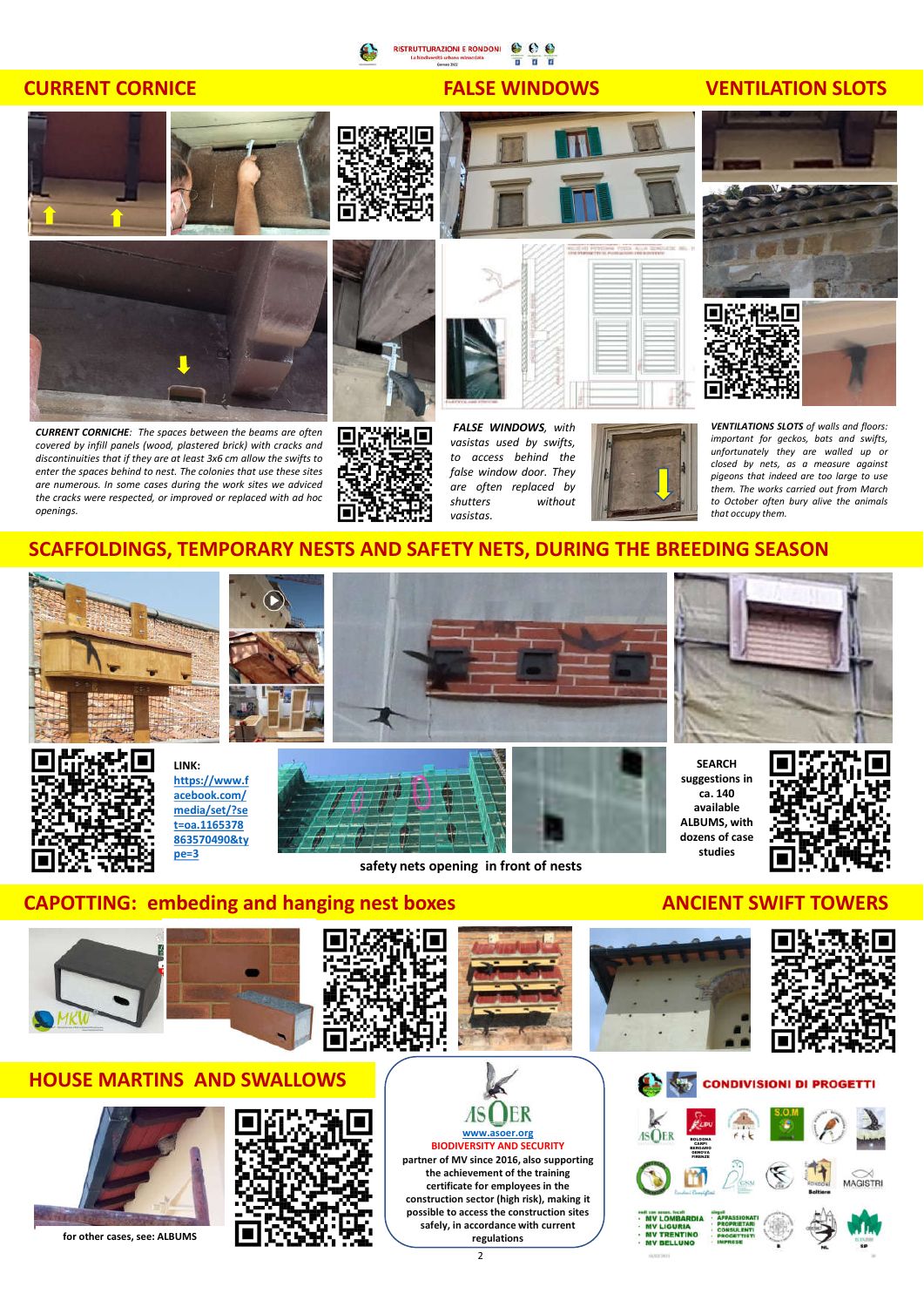## CURRENT CORNICE

*CURRENT CORNICHE*: The spaces between the beams are often covered by infill panels (wood, plastered brick) with cracks and discontinuities that if they are at least 3x6 cm allow the swifts to enter the spaces behind to nest. The colonies that use these sites are numerous. In some cases during the work sites we adviced the cracks were respected, or improved or replaced with ad hoc openings.

## FALSE WINDOWS

*FALSE WINDOWS*, with vasistas used by swifts, to access behind the false window door. They are often replaced by shutters without vasistas.

## VENTILATION SLOTS

*VENTILATIONS SLOTS* of walls and floors: important for geckos, bats and swifts, unfortunately they are walled up or closed by nets, as a measure against pigeons that indeed are too large to use them. The works carried out from March to October often bury alive the animals that occupy them.

## SCAFFOLDINGS, TEMPORARY NESTS AND SAFETY NETS, DURING THE BREEDING SEASON

LINK: https://www.facebook.com/media/set/?set=oa.1165378863570490&type=3

safety nets opening in front of nests

**SEARCH suggestions in ca. 140 available ALBUMS, with dozens of case studies**

## CAPOTTING: embeding and hanging nest boxes

## ANCIENT SWIFT TOWERS

## HOUSE MARTINS AND SWALLOWS

for other cases, see: ALBUMS

**ASOER**
**www.asoer.org**
**BIODIVERSITY AND SECURITY**
**partner of MV since 2016, also supporting the achievement of the training certificate for employees in the construction sector (high risk), making it possible to access the construction sites safely, in accordance with current regulations**

**CONDIVISIONI DI PROGETTI**

- MV LOMBARDIA
- MV LIGURIA
- MV TRENTINO
- MV BELLUNO

- APPASSIONATI
- PROPRIETARI
- CONSULENTI
- PROGETTISTI
- IMPRESE

BOLOGNA, CARPI, BERGAMO, GENOVA, FIRENZE

MAGISTRI